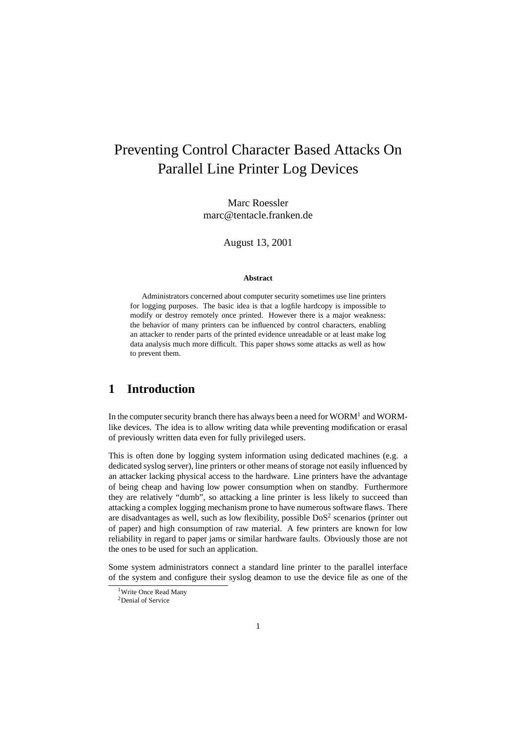# Preventing Control Character Based Attacks On Parallel Line Printer Log Devices

Marc Roessler
marc@tentacle.franken.de

August 13, 2001

**Abstract**

Administrators concerned about computer security sometimes use line printers for logging purposes. The basic idea is that a logfile hardcopy is impossible to modify or destroy remotely once printed. However there is a major weakness: the behavior of many printers can be influenced by control characters, enabling an attacker to render parts of the printed evidence unreadable or at least make log data analysis much more difficult. This paper shows some attacks as well as how to prevent them.

## 1 Introduction

In the computer security branch there has always been a need for WORM[1] and WORM-like devices. The idea is to allow writing data while preventing modification or erasal of previously written data even for fully privileged users.

This is often done by logging system information using dedicated machines (e.g. a dedicated syslog server), line printers or other means of storage not easily influenced by an attacker lacking physical access to the hardware. Line printers have the advantage of being cheap and having low power consumption when on standby. Furthermore they are relatively "dumb", so attacking a line printer is less likely to succeed than attacking a complex logging mechanism prone to have numerous software flaws. There are disadvantages as well, such as low flexibility, possible DoS[2] scenarios (printer out of paper) and high consumption of raw material. A few printers are known for low reliability in regard to paper jams or similar hardware faults. Obviously those are not the ones to be used for such an application.

Some system administrators connect a standard line printer to the parallel interface of the system and configure their syslog deamon to use the device file as one of the

[1] Write Once Read Many

[2] Denial of Service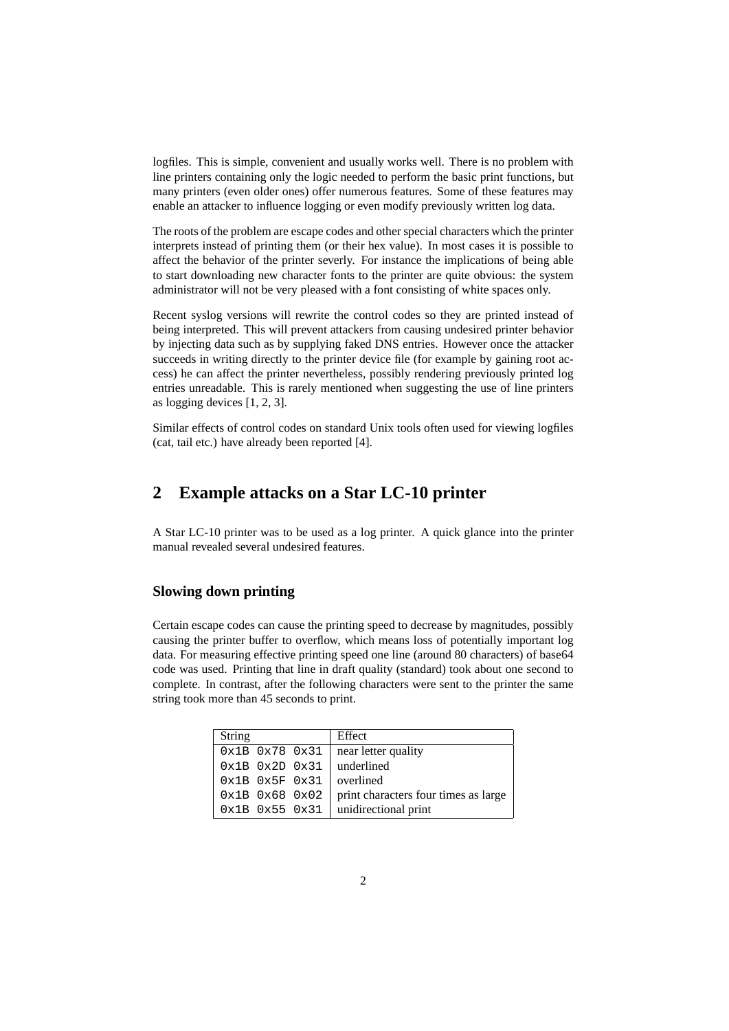logfiles. This is simple, convenient and usually works well. There is no problem with line printers containing only the logic needed to perform the basic print functions, but many printers (even older ones) offer numerous features. Some of these features may enable an attacker to influence logging or even modify previously written log data.

The roots of the problem are escape codes and other special characters which the printer interprets instead of printing them (or their hex value). In most cases it is possible to affect the behavior of the printer severly. For instance the implications of being able to start downloading new character fonts to the printer are quite obvious: the system administrator will not be very pleased with a font consisting of white spaces only.

Recent syslog versions will rewrite the control codes so they are printed instead of being interpreted. This will prevent attackers from causing undesired printer behavior by injecting data such as by supplying faked DNS entries. However once the attacker succeeds in writing directly to the printer device file (for example by gaining root access) he can affect the printer nevertheless, possibly rendering previously printed log entries unreadable. This is rarely mentioned when suggesting the use of line printers as logging devices [1, 2, 3].

Similar effects of control codes on standard Unix tools often used for viewing logfiles (cat, tail etc.) have already been reported [4].

## 2 Example attacks on a Star LC-10 printer

A Star LC-10 printer was to be used as a log printer. A quick glance into the printer manual revealed several undesired features.

### Slowing down printing

Certain escape codes can cause the printing speed to decrease by magnitudes, possibly causing the printer buffer to overflow, which means loss of potentially important log data. For measuring effective printing speed one line (around 80 characters) of base64 code was used. Printing that line in draft quality (standard) took about one second to complete. In contrast, after the following characters were sent to the printer the same string took more than 45 seconds to print.

| String | Effect |
|---|---|
| `0x1B 0x78 0x31` | near letter quality |
| `0x1B 0x2D 0x31` | underlined |
| `0x1B 0x5F 0x31` | overlined |
| `0x1B 0x68 0x02` | print characters four times as large |
| `0x1B 0x55 0x31` | unidirectional print |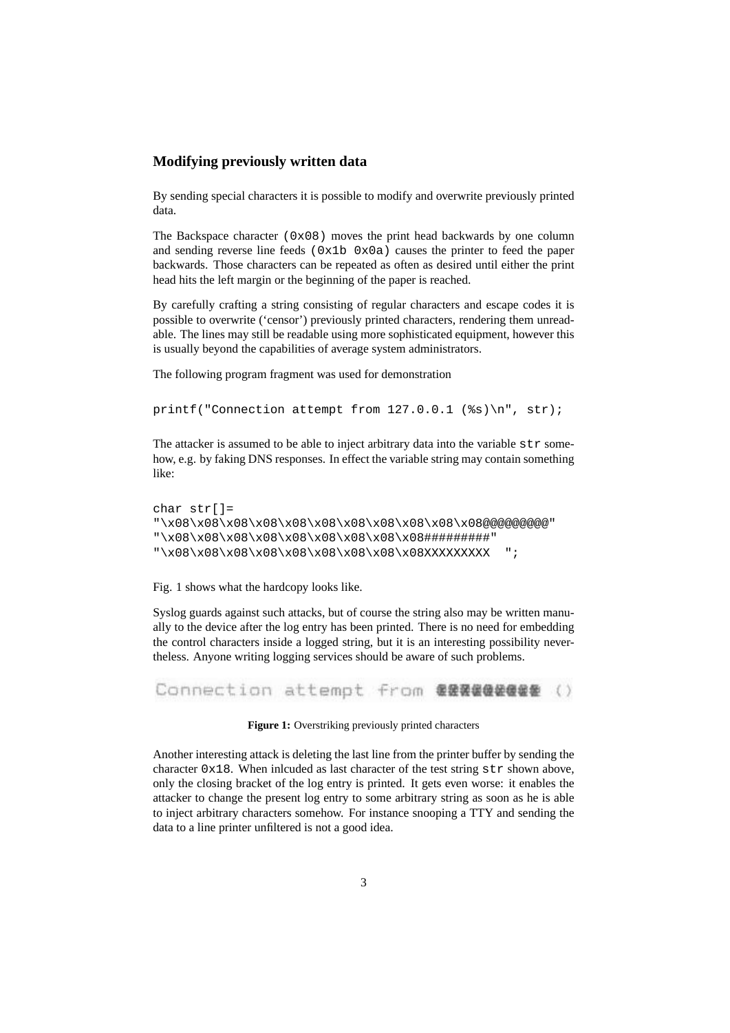## Modifying previously written data

By sending special characters it is possible to modify and overwrite previously printed data.

The Backspace character (0x08) moves the print head backwards by one column and sending reverse line feeds (0x1b 0x0a) causes the printer to feed the paper backwards. Those characters can be repeated as often as desired until either the print head hits the left margin or the beginning of the paper is reached.

By carefully crafting a string consisting of regular characters and escape codes it is possible to overwrite ('censor') previously printed characters, rendering them unreadable. The lines may still be readable using more sophisticated equipment, however this is usually beyond the capabilities of average system administrators.

The following program fragment was used for demonstration

```
printf("Connection attempt from 127.0.0.1 (%s)\n", str);
```

The attacker is assumed to be able to inject arbitrary data into the variable `str` somehow, e.g. by faking DNS responses. In effect the variable string may contain something like:

```
char str[]=
"\x08\x08\x08\x08\x08\x08\x08\x08\x08\x08\x08@@@@@@@@@"
"\x08\x08\x08\x08\x08\x08\x08\x08\x08#########"
"\x08\x08\x08\x08\x08\x08\x08\x08\x08XXXXXXXXX  ";
```

Fig. 1 shows what the hardcopy looks like.

Syslog guards against such attacks, but of course the string also may be written manually to the device after the log entry has been printed. There is no need for embedding the control characters inside a logged string, but it is an interesting possibility nevertheless. Anyone writing logging services should be aware of such problems.

**Figure 1:** Overstriking previously printed characters

Another interesting attack is deleting the last line from the printer buffer by sending the character 0x18. When inlcuded as last character of the test string `str` shown above, only the closing bracket of the log entry is printed. It gets even worse: it enables the attacker to change the present log entry to some arbitrary string as soon as he is able to inject arbitrary characters somehow. For instance snooping a TTY and sending the data to a line printer unfiltered is not a good idea.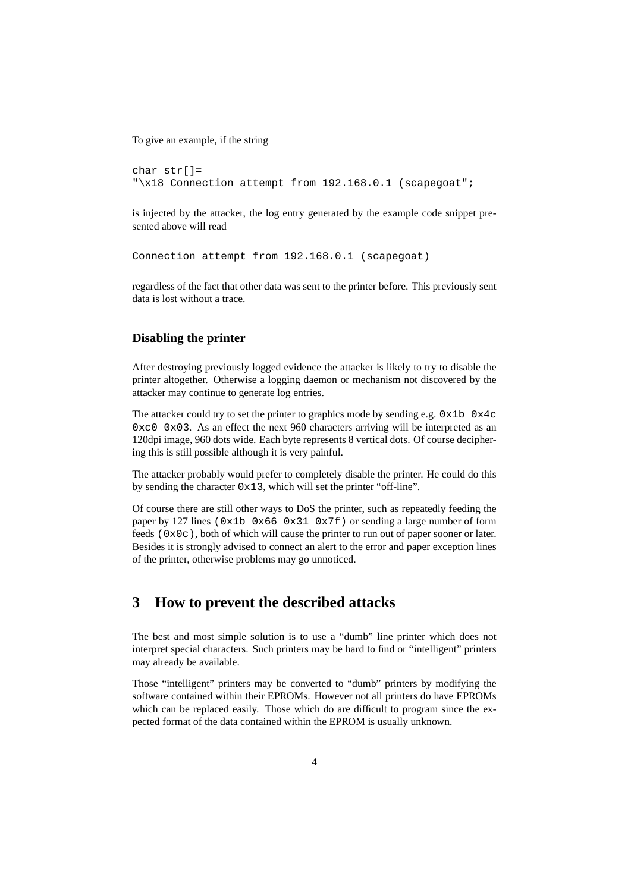To give an example, if the string

```
char str[]=
"\x18 Connection attempt from 192.168.0.1 (scapegoat";
```

is injected by the attacker, the log entry generated by the example code snippet presented above will read

```
Connection attempt from 192.168.0.1 (scapegoat)
```

regardless of the fact that other data was sent to the printer before. This previously sent data is lost without a trace.

### Disabling the printer

After destroying previously logged evidence the attacker is likely to try to disable the printer altogether. Otherwise a logging daemon or mechanism not discovered by the attacker may continue to generate log entries.

The attacker could try to set the printer to graphics mode by sending e.g. `0x1b 0x4c 0xc0 0x03`. As an effect the next 960 characters arriving will be interpreted as an 120dpi image, 960 dots wide. Each byte represents 8 vertical dots. Of course deciphering this is still possible although it is very painful.

The attacker probably would prefer to completely disable the printer. He could do this by sending the character `0x13`, which will set the printer "off-line".

Of course there are still other ways to DoS the printer, such as repeatedly feeding the paper by 127 lines (`0x1b 0x66 0x31 0x7f`) or sending a large number of form feeds (`0x0c`), both of which will cause the printer to run out of paper sooner or later. Besides it is strongly advised to connect an alert to the error and paper exception lines of the printer, otherwise problems may go unnoticed.

## 3 How to prevent the described attacks

The best and most simple solution is to use a "dumb" line printer which does not interpret special characters. Such printers may be hard to find or "intelligent" printers may already be available.

Those "intelligent" printers may be converted to "dumb" printers by modifying the software contained within their EPROMs. However not all printers do have EPROMs which can be replaced easily. Those which do are difficult to program since the expected format of the data contained within the EPROM is usually unknown.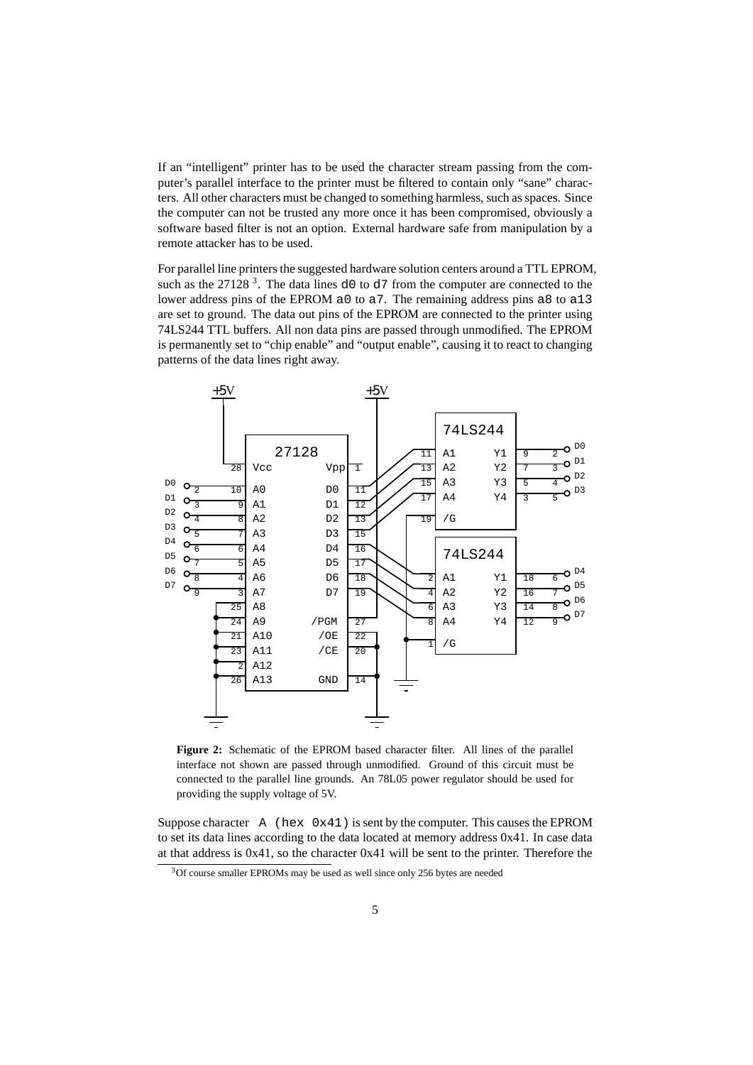If an "intelligent" printer has to be used the character stream passing from the computer's parallel interface to the printer must be filtered to contain only "sane" characters. All other characters must be changed to something harmless, such as spaces. Since the computer can not be trusted any more once it has been compromised, obviously a software based filter is not an option. External hardware safe from manipulation by a remote attacker has to be used.

For parallel line printers the suggested hardware solution centers around a TTL EPROM, such as the 27128 [3]. The data lines `d0` to `d7` from the computer are connected to the lower address pins of the EPROM `a0` to `a7`. The remaining address pins `a8` to `a13` are set to ground. The data out pins of the EPROM are connected to the printer using 74LS244 TTL buffers. All non data pins are passed through unmodified. The EPROM is permanently set to "chip enable" and "output enable", causing it to react to changing patterns of the data lines right away.

**Figure 2:** Schematic of the EPROM based character filter. All lines of the parallel interface not shown are passed through unmodified. Ground of this circuit must be connected to the parallel line grounds. An 78L05 power regulator should be used for providing the supply voltage of 5V.

Suppose character `A (hex 0x41)` is sent by the computer. This causes the EPROM to set its data lines according to the data located at memory address 0x41. In case data at that address is 0x41, so the character 0x41 will be sent to the printer. Therefore the

[3] Of course smaller EPROMs may be used as well since only 256 bytes are needed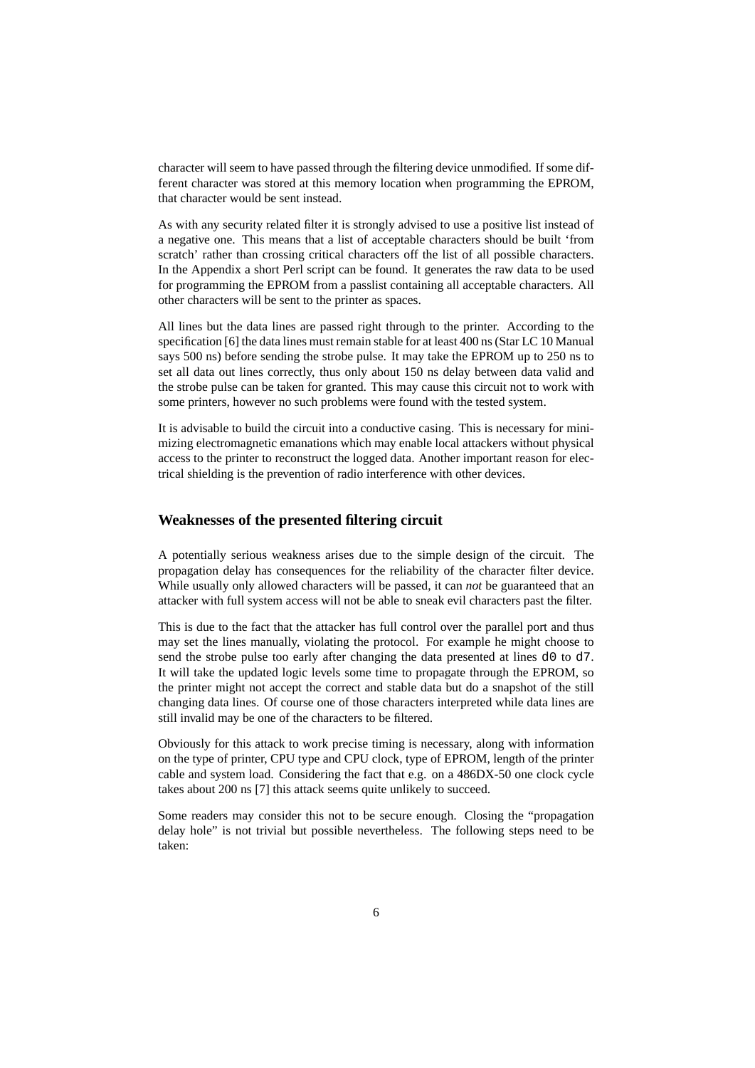character will seem to have passed through the filtering device unmodified. If some different character was stored at this memory location when programming the EPROM, that character would be sent instead.

As with any security related filter it is strongly advised to use a positive list instead of a negative one. This means that a list of acceptable characters should be built 'from scratch' rather than crossing critical characters off the list of all possible characters. In the Appendix a short Perl script can be found. It generates the raw data to be used for programming the EPROM from a passlist containing all acceptable characters. All other characters will be sent to the printer as spaces.

All lines but the data lines are passed right through to the printer. According to the specification [6] the data lines must remain stable for at least 400 ns (Star LC 10 Manual says 500 ns) before sending the strobe pulse. It may take the EPROM up to 250 ns to set all data out lines correctly, thus only about 150 ns delay between data valid and the strobe pulse can be taken for granted. This may cause this circuit not to work with some printers, however no such problems were found with the tested system.

It is advisable to build the circuit into a conductive casing. This is necessary for minimizing electromagnetic emanations which may enable local attackers without physical access to the printer to reconstruct the logged data. Another important reason for electrical shielding is the prevention of radio interference with other devices.

### Weaknesses of the presented filtering circuit

A potentially serious weakness arises due to the simple design of the circuit. The propagation delay has consequences for the reliability of the character filter device. While usually only allowed characters will be passed, it can *not* be guaranteed that an attacker with full system access will not be able to sneak evil characters past the filter.

This is due to the fact that the attacker has full control over the parallel port and thus may set the lines manually, violating the protocol. For example he might choose to send the strobe pulse too early after changing the data presented at lines `d0` to `d7`. It will take the updated logic levels some time to propagate through the EPROM, so the printer might not accept the correct and stable data but do a snapshot of the still changing data lines. Of course one of those characters interpreted while data lines are still invalid may be one of the characters to be filtered.

Obviously for this attack to work precise timing is necessary, along with information on the type of printer, CPU type and CPU clock, type of EPROM, length of the printer cable and system load. Considering the fact that e.g. on a 486DX-50 one clock cycle takes about 200 ns [7] this attack seems quite unlikely to succeed.

Some readers may consider this not to be secure enough. Closing the "propagation delay hole" is not trivial but possible nevertheless. The following steps need to be taken: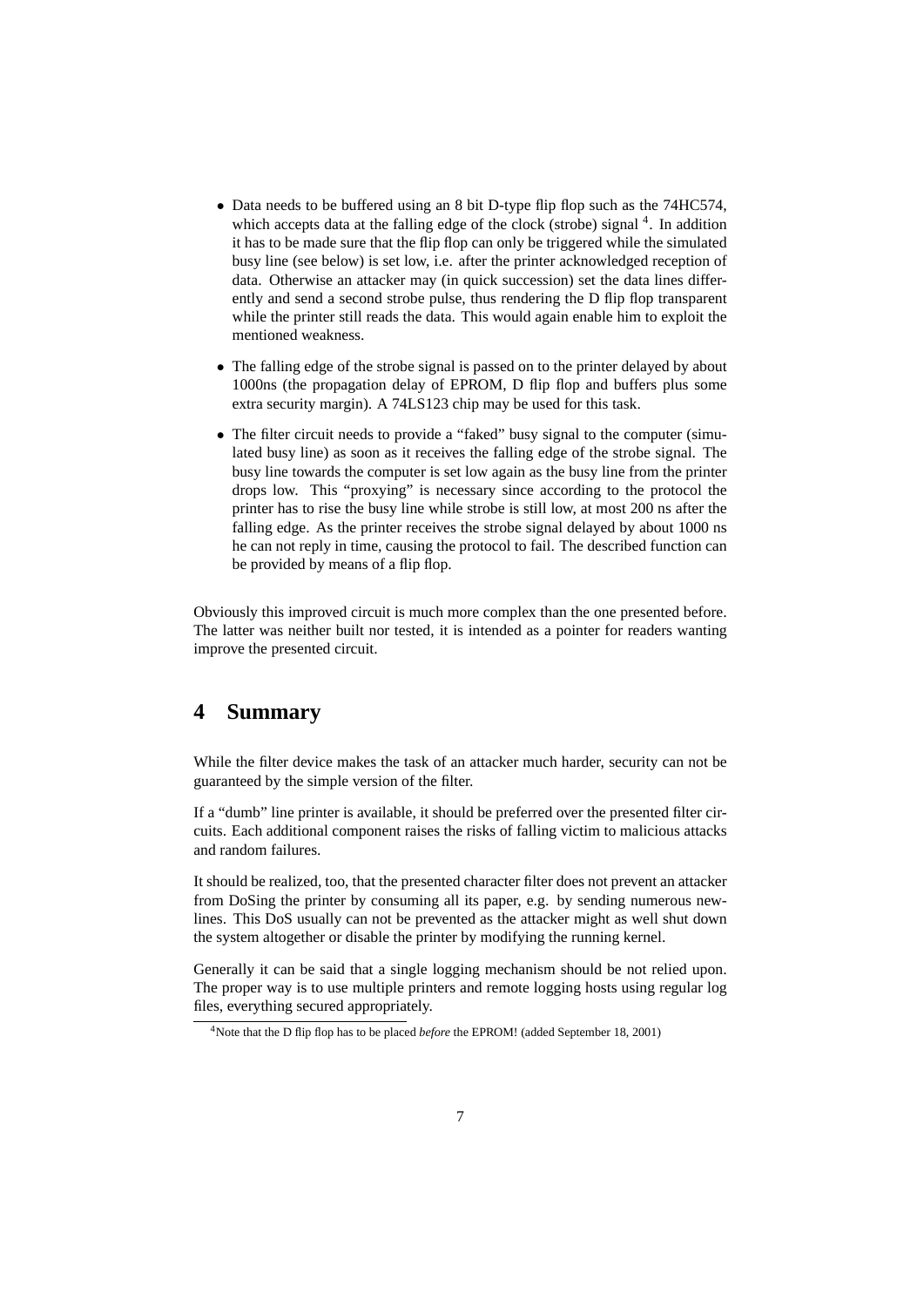- Data needs to be buffered using an 8 bit D-type flip flop such as the 74HC574, which accepts data at the falling edge of the clock (strobe) signal [4]. In addition it has to be made sure that the flip flop can only be triggered while the simulated busy line (see below) is set low, i.e. after the printer acknowledged reception of data. Otherwise an attacker may (in quick succession) set the data lines differently and send a second strobe pulse, thus rendering the D flip flop transparent while the printer still reads the data. This would again enable him to exploit the mentioned weakness.
- The falling edge of the strobe signal is passed on to the printer delayed by about 1000ns (the propagation delay of EPROM, D flip flop and buffers plus some extra security margin). A 74LS123 chip may be used for this task.
- The filter circuit needs to provide a "faked" busy signal to the computer (simulated busy line) as soon as it receives the falling edge of the strobe signal. The busy line towards the computer is set low again as the busy line from the printer drops low. This "proxying" is necessary since according to the protocol the printer has to rise the busy line while strobe is still low, at most 200 ns after the falling edge. As the printer receives the strobe signal delayed by about 1000 ns he can not reply in time, causing the protocol to fail. The described function can be provided by means of a flip flop.

Obviously this improved circuit is much more complex than the one presented before. The latter was neither built nor tested, it is intended as a pointer for readers wanting improve the presented circuit.

# 4 Summary

While the filter device makes the task of an attacker much harder, security can not be guaranteed by the simple version of the filter.

If a "dumb" line printer is available, it should be preferred over the presented filter circuits. Each additional component raises the risks of falling victim to malicious attacks and random failures.

It should be realized, too, that the presented character filter does not prevent an attacker from DoSing the printer by consuming all its paper, e.g. by sending numerous newlines. This DoS usually can not be prevented as the attacker might as well shut down the system altogether or disable the printer by modifying the running kernel.

Generally it can be said that a single logging mechanism should be not relied upon. The proper way is to use multiple printers and remote logging hosts using regular log files, everything secured appropriately.

[4] Note that the D flip flop has to be placed *before* the EPROM! (added September 18, 2001)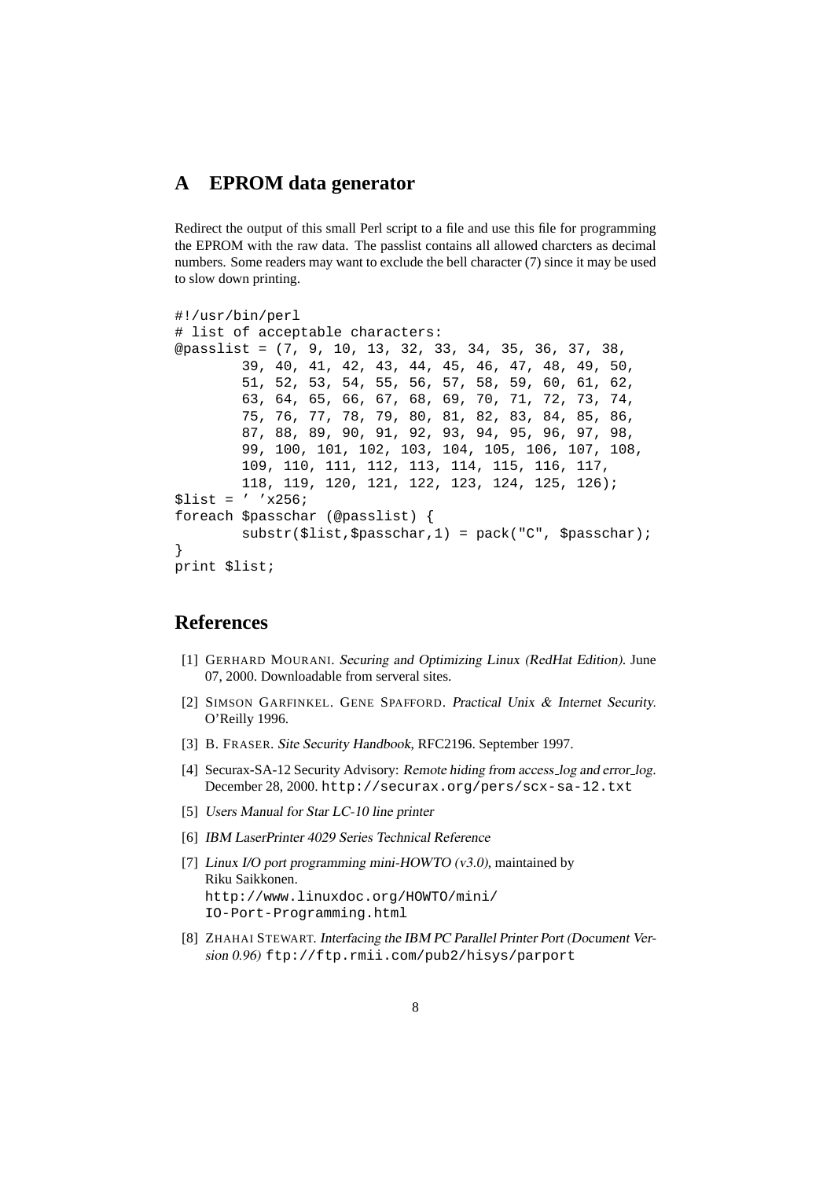# A EPROM data generator

Redirect the output of this small Perl script to a file and use this file for programming the EPROM with the raw data. The passlist contains all allowed charcters as decimal numbers. Some readers may want to exclude the bell character (7) since it may be used to slow down printing.

```
#!/usr/bin/perl
# list of acceptable characters:
@passlist = (7, 9, 10, 13, 32, 33, 34, 35, 36, 37, 38,
        39, 40, 41, 42, 43, 44, 45, 46, 47, 48, 49, 50,
        51, 52, 53, 54, 55, 56, 57, 58, 59, 60, 61, 62,
        63, 64, 65, 66, 67, 68, 69, 70, 71, 72, 73, 74,
        75, 76, 77, 78, 79, 80, 81, 82, 83, 84, 85, 86,
        87, 88, 89, 90, 91, 92, 93, 94, 95, 96, 97, 98,
        99, 100, 101, 102, 103, 104, 105, 106, 107, 108,
        109, 110, 111, 112, 113, 114, 115, 116, 117,
        118, 119, 120, 121, 122, 123, 124, 125, 126);
$list = ' 'x256;
foreach $passchar (@passlist) {
        substr($list,$passchar,1) = pack("C", $passchar);
}
print $list;
```

# References

[1] GERHARD MOURANI. *Securing and Optimizing Linux (RedHat Edition)*. June 07, 2000. Downloadable from serveral sites.

[2] SIMSON GARFINKEL. GENE SPAFFORD. *Practical Unix & Internet Security*. O'Reilly 1996.

[3] B. FRASER. *Site Security Handbook*, RFC2196. September 1997.

[4] Securax-SA-12 Security Advisory: *Remote hiding from access_log and error_log*. December 28, 2000. `http://securax.org/pers/scx-sa-12.txt`

[5] *Users Manual for Star LC-10 line printer*

[6] *IBM LaserPrinter 4029 Series Technical Reference*

[7] *Linux I/O port programming mini-HOWTO (v3.0)*, maintained by Riku Saikkonen. `http://www.linuxdoc.org/HOWTO/mini/IO-Port-Programming.html`

[8] ZHAHAI STEWART. *Interfacing the IBM PC Parallel Printer Port (Document Version 0.96)* `ftp://ftp.rmii.com/pub2/hisys/parport`